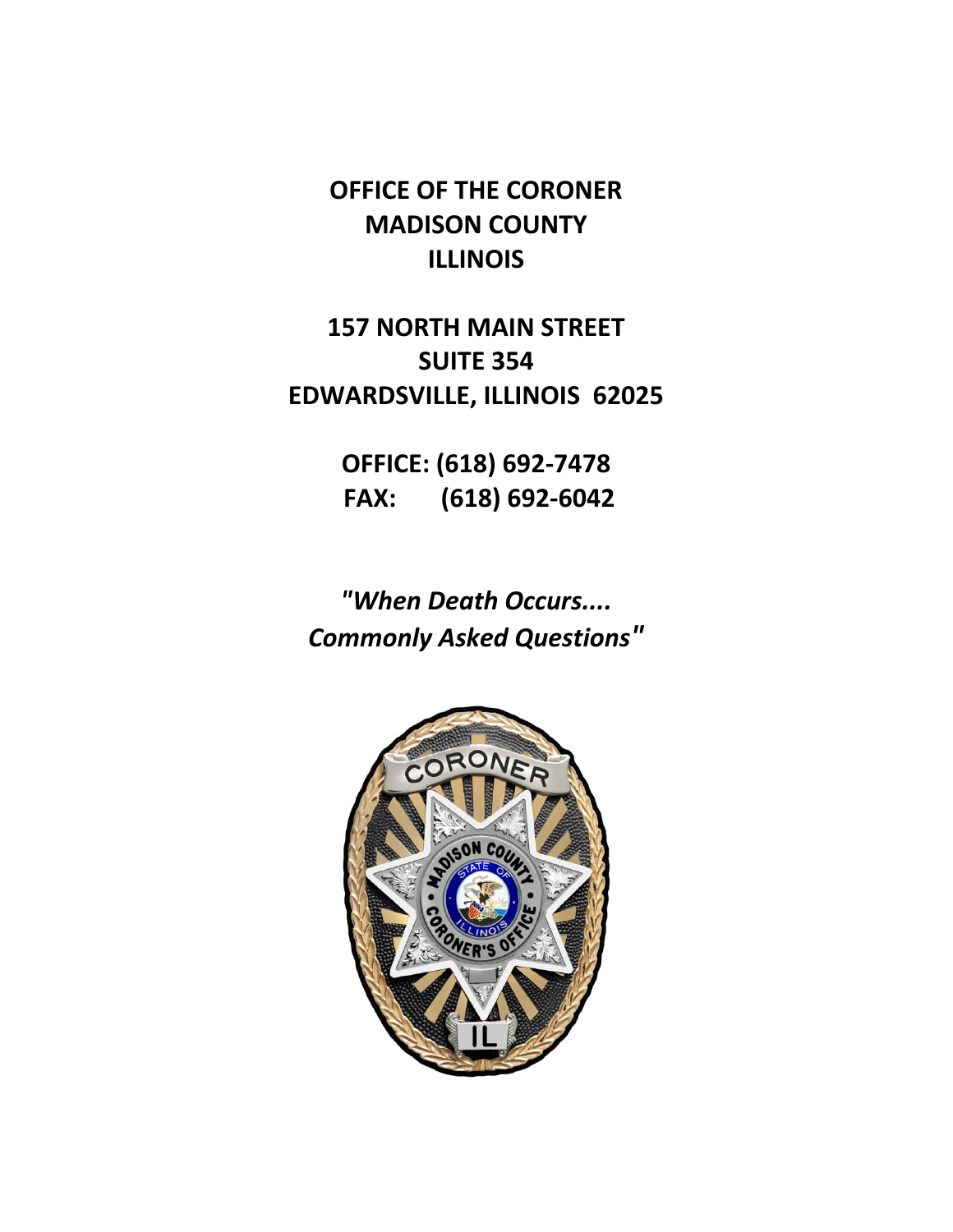# OFFICE OF THE CORONER
# MADISON COUNTY
# ILLINOIS

**157 NORTH MAIN STREET**
**SUITE 354**
**EDWARDSVILLE, ILLINOIS 62025**

**OFFICE: (618) 692-7478**
**FAX: (618) 692-6042**

***"When Death Occurs....***
***Commonly Asked Questions"***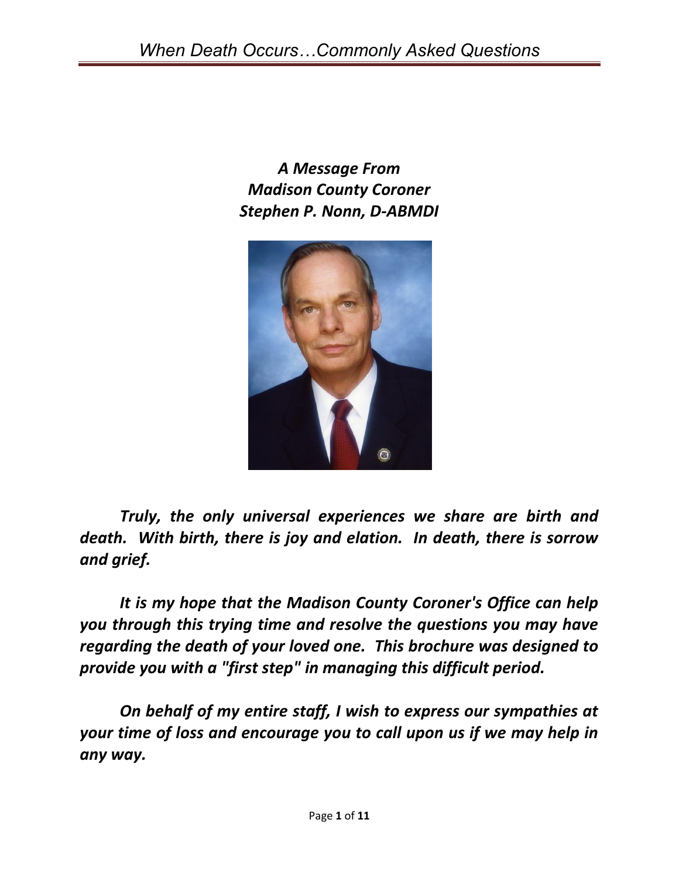***A Message From***
***Madison County Coroner***
***Stephen P. Nonn, D-ABMDI***

***Truly, the only universal experiences we share are birth and death. With birth, there is joy and elation. In death, there is sorrow and grief.***

***It is my hope that the Madison County Coroner's Office can help you through this trying time and resolve the questions you may have regarding the death of your loved one. This brochure was designed to provide you with a "first step" in managing this difficult period.***

***On behalf of my entire staff, I wish to express our sympathies at your time of loss and encourage you to call upon us if we may help in any way.***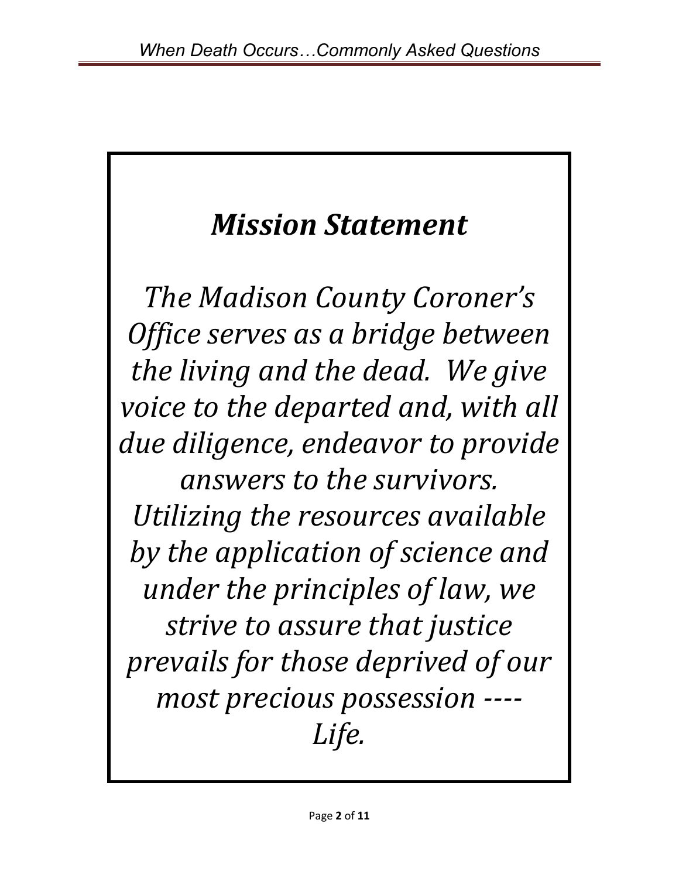# *Mission Statement*

*The Madison County Coroner's Office serves as a bridge between the living and the dead. We give voice to the departed and, with all due diligence, endeavor to provide answers to the survivors. Utilizing the resources available by the application of science and under the principles of law, we strive to assure that justice prevails for those deprived of our most precious possession ---- Life.*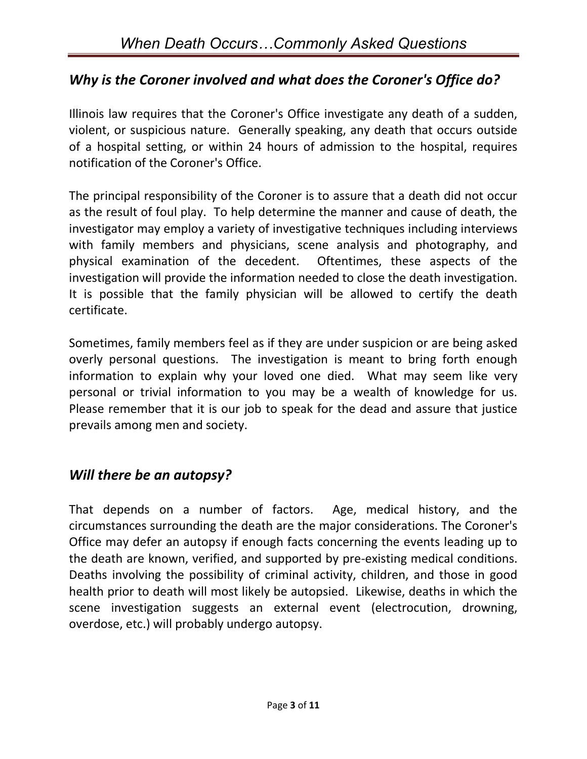## *Why is the Coroner involved and what does the Coroner's Office do?*

Illinois law requires that the Coroner's Office investigate any death of a sudden, violent, or suspicious nature. Generally speaking, any death that occurs outside of a hospital setting, or within 24 hours of admission to the hospital, requires notification of the Coroner's Office.

The principal responsibility of the Coroner is to assure that a death did not occur as the result of foul play. To help determine the manner and cause of death, the investigator may employ a variety of investigative techniques including interviews with family members and physicians, scene analysis and photography, and physical examination of the decedent. Oftentimes, these aspects of the investigation will provide the information needed to close the death investigation. It is possible that the family physician will be allowed to certify the death certificate.

Sometimes, family members feel as if they are under suspicion or are being asked overly personal questions. The investigation is meant to bring forth enough information to explain why your loved one died. What may seem like very personal or trivial information to you may be a wealth of knowledge for us. Please remember that it is our job to speak for the dead and assure that justice prevails among men and society.

## *Will there be an autopsy?*

That depends on a number of factors. Age, medical history, and the circumstances surrounding the death are the major considerations. The Coroner's Office may defer an autopsy if enough facts concerning the events leading up to the death are known, verified, and supported by pre-existing medical conditions. Deaths involving the possibility of criminal activity, children, and those in good health prior to death will most likely be autopsied. Likewise, deaths in which the scene investigation suggests an external event (electrocution, drowning, overdose, etc.) will probably undergo autopsy.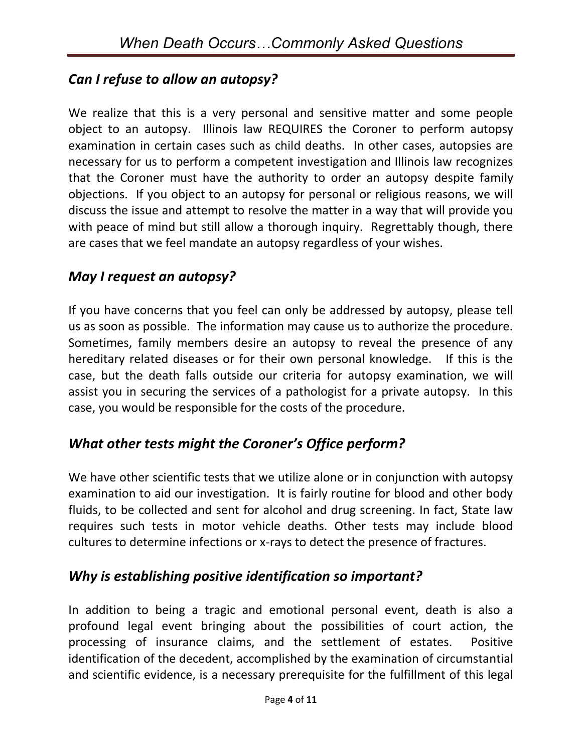## *Can I refuse to allow an autopsy?*

We realize that this is a very personal and sensitive matter and some people object to an autopsy. Illinois law REQUIRES the Coroner to perform autopsy examination in certain cases such as child deaths. In other cases, autopsies are necessary for us to perform a competent investigation and Illinois law recognizes that the Coroner must have the authority to order an autopsy despite family objections. If you object to an autopsy for personal or religious reasons, we will discuss the issue and attempt to resolve the matter in a way that will provide you with peace of mind but still allow a thorough inquiry. Regrettably though, there are cases that we feel mandate an autopsy regardless of your wishes.

## *May I request an autopsy?*

If you have concerns that you feel can only be addressed by autopsy, please tell us as soon as possible. The information may cause us to authorize the procedure. Sometimes, family members desire an autopsy to reveal the presence of any hereditary related diseases or for their own personal knowledge. If this is the case, but the death falls outside our criteria for autopsy examination, we will assist you in securing the services of a pathologist for a private autopsy. In this case, you would be responsible for the costs of the procedure.

## *What other tests might the Coroner's Office perform?*

We have other scientific tests that we utilize alone or in conjunction with autopsy examination to aid our investigation. It is fairly routine for blood and other body fluids, to be collected and sent for alcohol and drug screening. In fact, State law requires such tests in motor vehicle deaths. Other tests may include blood cultures to determine infections or x-rays to detect the presence of fractures.

## *Why is establishing positive identification so important?*

In addition to being a tragic and emotional personal event, death is also a profound legal event bringing about the possibilities of court action, the processing of insurance claims, and the settlement of estates. Positive identification of the decedent, accomplished by the examination of circumstantial and scientific evidence, is a necessary prerequisite for the fulfillment of this legal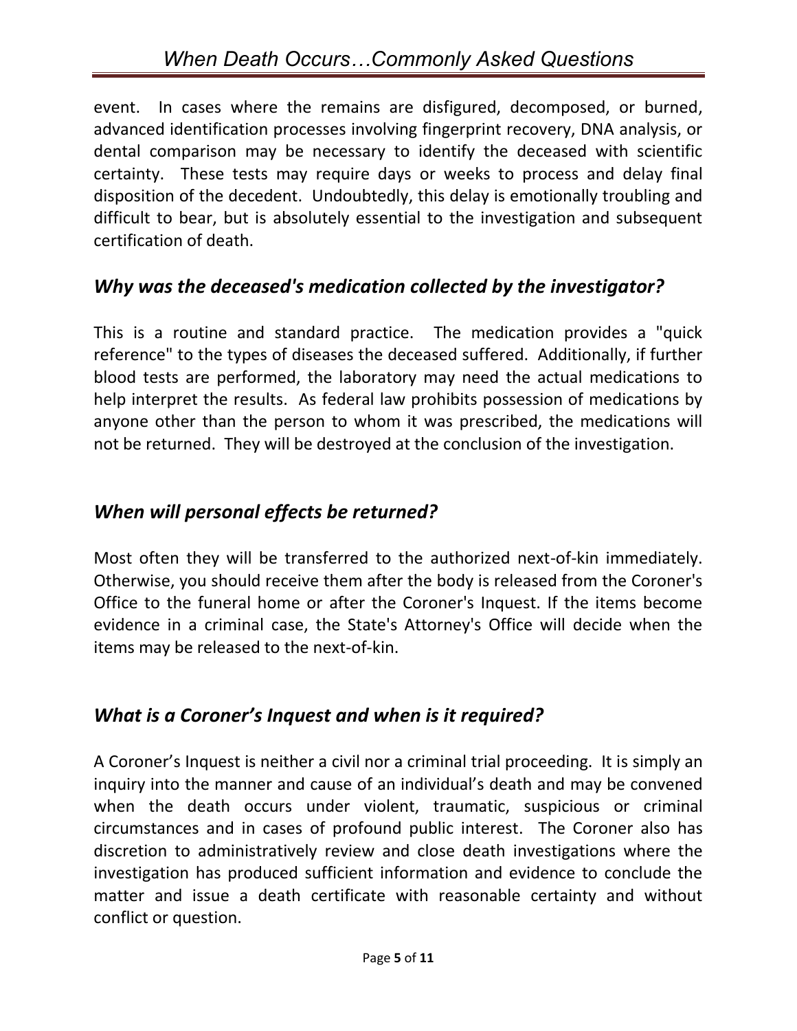event. In cases where the remains are disfigured, decomposed, or burned, advanced identification processes involving fingerprint recovery, DNA analysis, or dental comparison may be necessary to identify the deceased with scientific certainty. These tests may require days or weeks to process and delay final disposition of the decedent. Undoubtedly, this delay is emotionally troubling and difficult to bear, but is absolutely essential to the investigation and subsequent certification of death.

## *Why was the deceased's medication collected by the investigator?*

This is a routine and standard practice. The medication provides a "quick reference" to the types of diseases the deceased suffered. Additionally, if further blood tests are performed, the laboratory may need the actual medications to help interpret the results. As federal law prohibits possession of medications by anyone other than the person to whom it was prescribed, the medications will not be returned. They will be destroyed at the conclusion of the investigation.

## *When will personal effects be returned?*

Most often they will be transferred to the authorized next-of-kin immediately. Otherwise, you should receive them after the body is released from the Coroner's Office to the funeral home or after the Coroner's Inquest. If the items become evidence in a criminal case, the State's Attorney's Office will decide when the items may be released to the next-of-kin.

## *What is a Coroner's Inquest and when is it required?*

A Coroner's Inquest is neither a civil nor a criminal trial proceeding. It is simply an inquiry into the manner and cause of an individual's death and may be convened when the death occurs under violent, traumatic, suspicious or criminal circumstances and in cases of profound public interest. The Coroner also has discretion to administratively review and close death investigations where the investigation has produced sufficient information and evidence to conclude the matter and issue a death certificate with reasonable certainty and without conflict or question.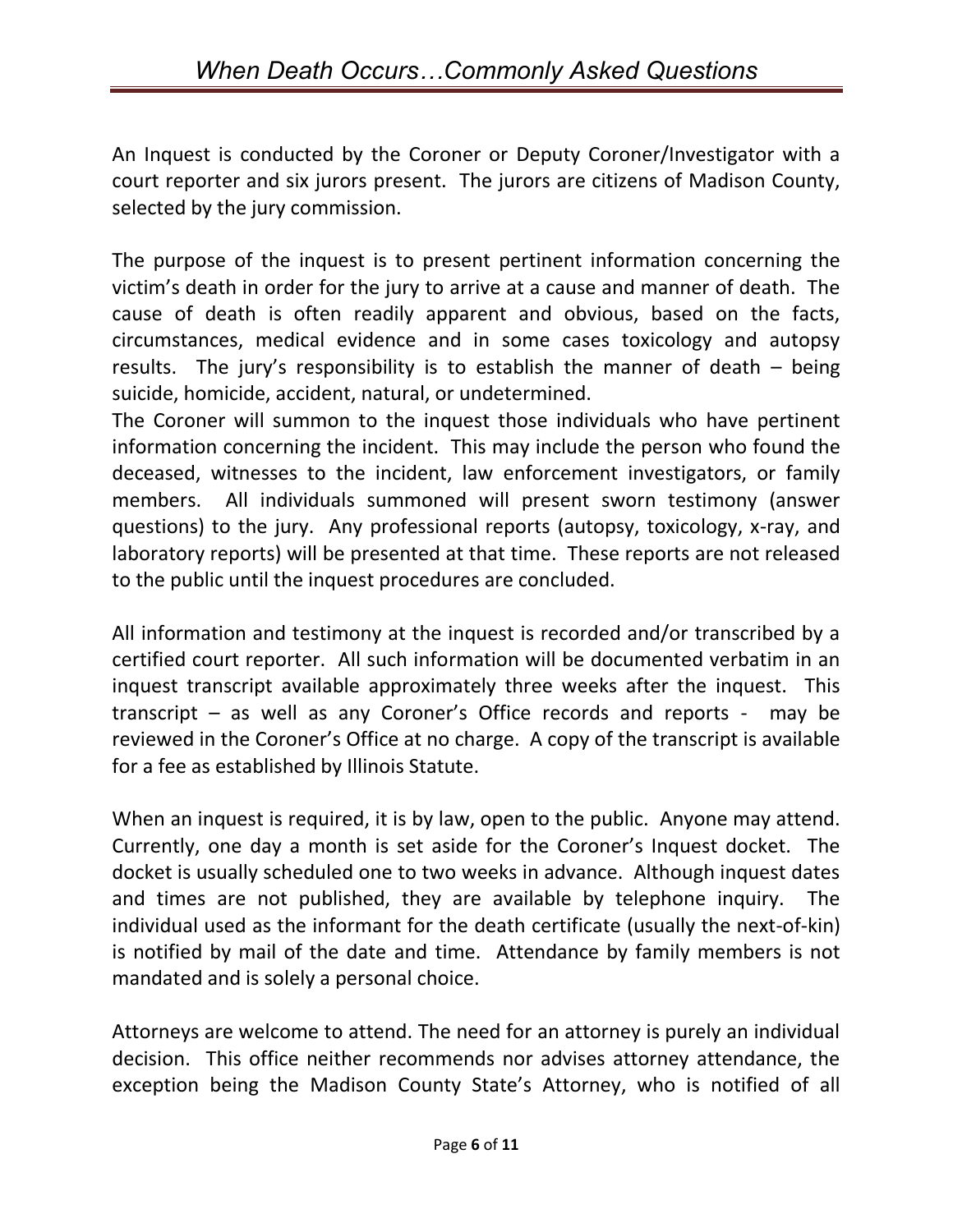An Inquest is conducted by the Coroner or Deputy Coroner/Investigator with a court reporter and six jurors present. The jurors are citizens of Madison County, selected by the jury commission.

The purpose of the inquest is to present pertinent information concerning the victim's death in order for the jury to arrive at a cause and manner of death. The cause of death is often readily apparent and obvious, based on the facts, circumstances, medical evidence and in some cases toxicology and autopsy results. The jury's responsibility is to establish the manner of death – being suicide, homicide, accident, natural, or undetermined.

The Coroner will summon to the inquest those individuals who have pertinent information concerning the incident. This may include the person who found the deceased, witnesses to the incident, law enforcement investigators, or family members. All individuals summoned will present sworn testimony (answer questions) to the jury. Any professional reports (autopsy, toxicology, x-ray, and laboratory reports) will be presented at that time. These reports are not released to the public until the inquest procedures are concluded.

All information and testimony at the inquest is recorded and/or transcribed by a certified court reporter. All such information will be documented verbatim in an inquest transcript available approximately three weeks after the inquest. This transcript – as well as any Coroner's Office records and reports - may be reviewed in the Coroner's Office at no charge. A copy of the transcript is available for a fee as established by Illinois Statute.

When an inquest is required, it is by law, open to the public. Anyone may attend. Currently, one day a month is set aside for the Coroner's Inquest docket. The docket is usually scheduled one to two weeks in advance. Although inquest dates and times are not published, they are available by telephone inquiry. The individual used as the informant for the death certificate (usually the next-of-kin) is notified by mail of the date and time. Attendance by family members is not mandated and is solely a personal choice.

Attorneys are welcome to attend. The need for an attorney is purely an individual decision. This office neither recommends nor advises attorney attendance, the exception being the Madison County State's Attorney, who is notified of all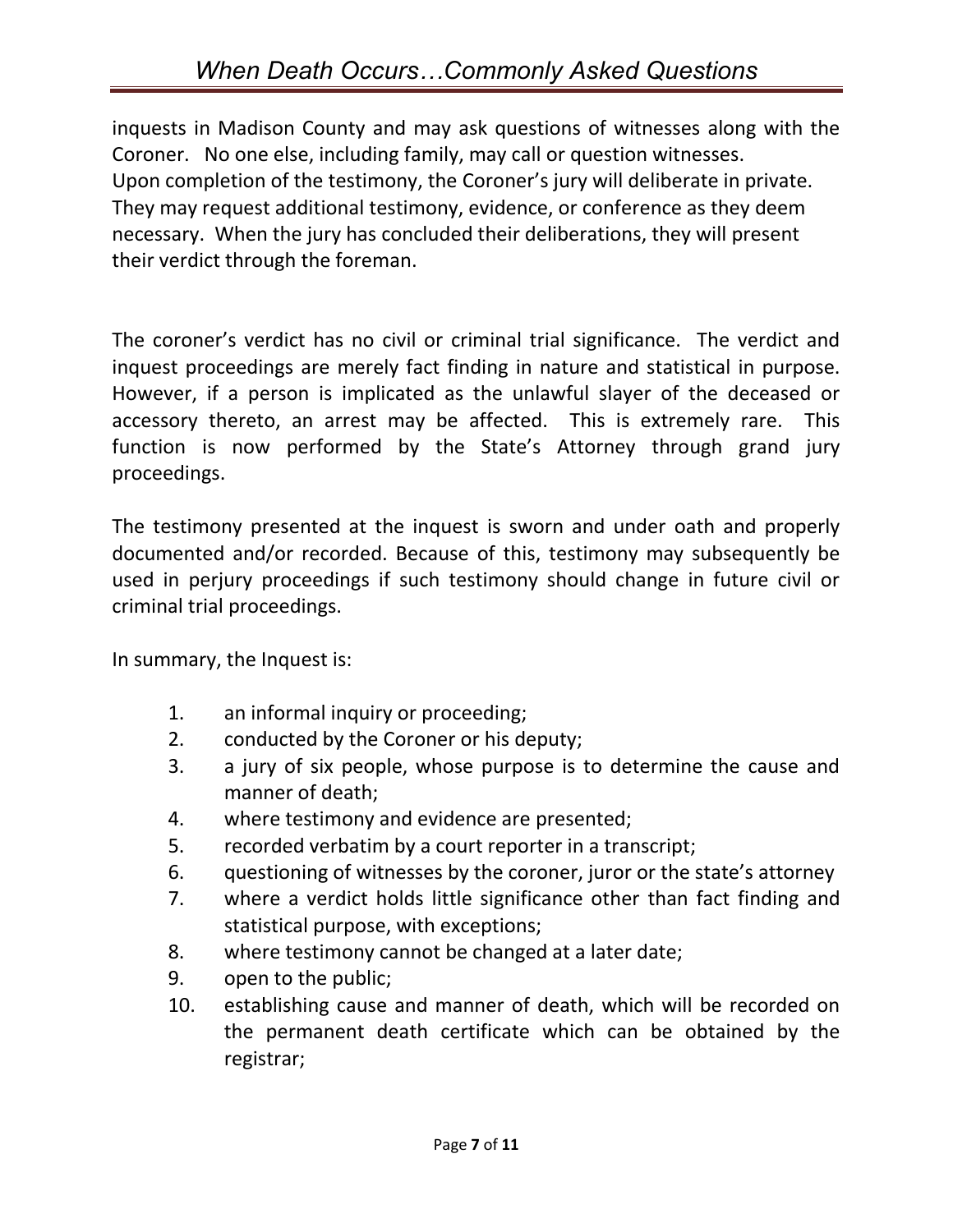inquests in Madison County and may ask questions of witnesses along with the Coroner. No one else, including family, may call or question witnesses.
Upon completion of the testimony, the Coroner's jury will deliberate in private. They may request additional testimony, evidence, or conference as they deem necessary. When the jury has concluded their deliberations, they will present their verdict through the foreman.

The coroner's verdict has no civil or criminal trial significance. The verdict and inquest proceedings are merely fact finding in nature and statistical in purpose. However, if a person is implicated as the unlawful slayer of the deceased or accessory thereto, an arrest may be affected. This is extremely rare. This function is now performed by the State's Attorney through grand jury proceedings.

The testimony presented at the inquest is sworn and under oath and properly documented and/or recorded. Because of this, testimony may subsequently be used in perjury proceedings if such testimony should change in future civil or criminal trial proceedings.

In summary, the Inquest is:

1. an informal inquiry or proceeding;
2. conducted by the Coroner or his deputy;
3. a jury of six people, whose purpose is to determine the cause and manner of death;
4. where testimony and evidence are presented;
5. recorded verbatim by a court reporter in a transcript;
6. questioning of witnesses by the coroner, juror or the state's attorney
7. where a verdict holds little significance other than fact finding and statistical purpose, with exceptions;
8. where testimony cannot be changed at a later date;
9. open to the public;
10. establishing cause and manner of death, which will be recorded on the permanent death certificate which can be obtained by the registrar;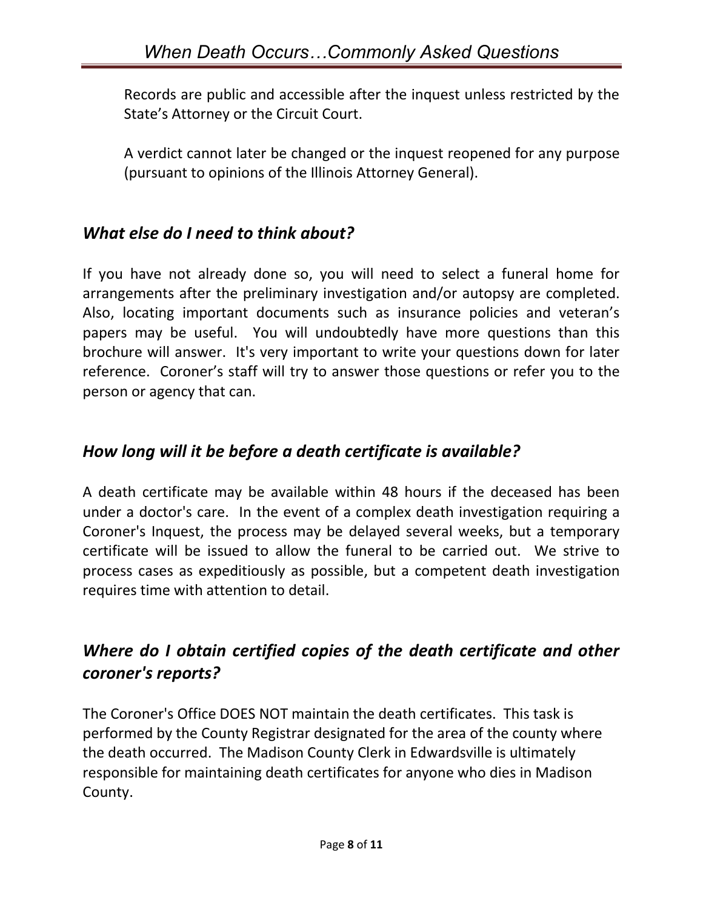Records are public and accessible after the inquest unless restricted by the State's Attorney or the Circuit Court.

A verdict cannot later be changed or the inquest reopened for any purpose (pursuant to opinions of the Illinois Attorney General).

## *What else do I need to think about?*

If you have not already done so, you will need to select a funeral home for arrangements after the preliminary investigation and/or autopsy are completed. Also, locating important documents such as insurance policies and veteran's papers may be useful. You will undoubtedly have more questions than this brochure will answer. It's very important to write your questions down for later reference. Coroner's staff will try to answer those questions or refer you to the person or agency that can.

## *How long will it be before a death certificate is available?*

A death certificate may be available within 48 hours if the deceased has been under a doctor's care. In the event of a complex death investigation requiring a Coroner's Inquest, the process may be delayed several weeks, but a temporary certificate will be issued to allow the funeral to be carried out. We strive to process cases as expeditiously as possible, but a competent death investigation requires time with attention to detail.

## *Where do I obtain certified copies of the death certificate and other coroner's reports?*

The Coroner's Office DOES NOT maintain the death certificates. This task is performed by the County Registrar designated for the area of the county where the death occurred. The Madison County Clerk in Edwardsville is ultimately responsible for maintaining death certificates for anyone who dies in Madison County.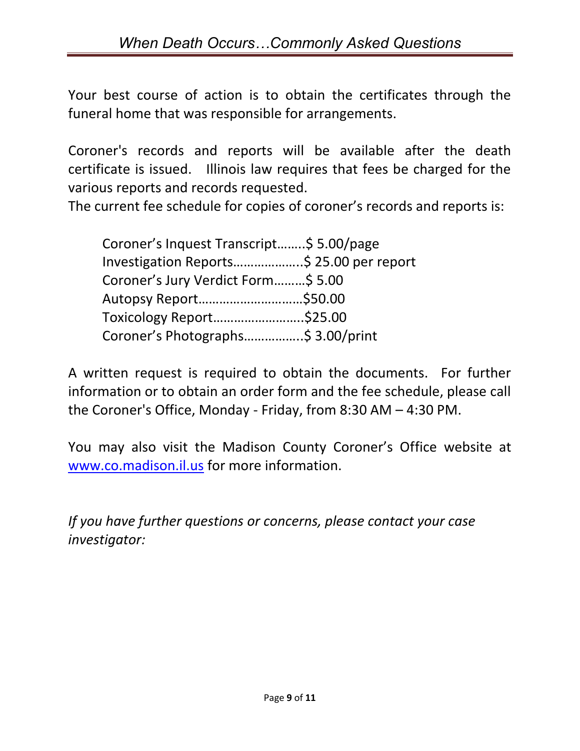Your best course of action is to obtain the certificates through the funeral home that was responsible for arrangements.

Coroner's records and reports will be available after the death certificate is issued. Illinois law requires that fees be charged for the various reports and records requested.
The current fee schedule for copies of coroner's records and reports is:

Coroner's Inquest Transcript……..$ 5.00/page
Investigation Reports………………..$ 25.00 per report
Coroner's Jury Verdict Form………$ 5.00
Autopsy Report…………………………$50.00
Toxicology Report……………………..$25.00
Coroner's Photographs……………..$ 3.00/print

A written request is required to obtain the documents. For further information or to obtain an order form and the fee schedule, please call the Coroner's Office, Monday - Friday, from 8:30 AM – 4:30 PM.

You may also visit the Madison County Coroner's Office website at [www.co.madison.il.us](http://www.co.madison.il.us) for more information.

*If you have further questions or concerns, please contact your case investigator:*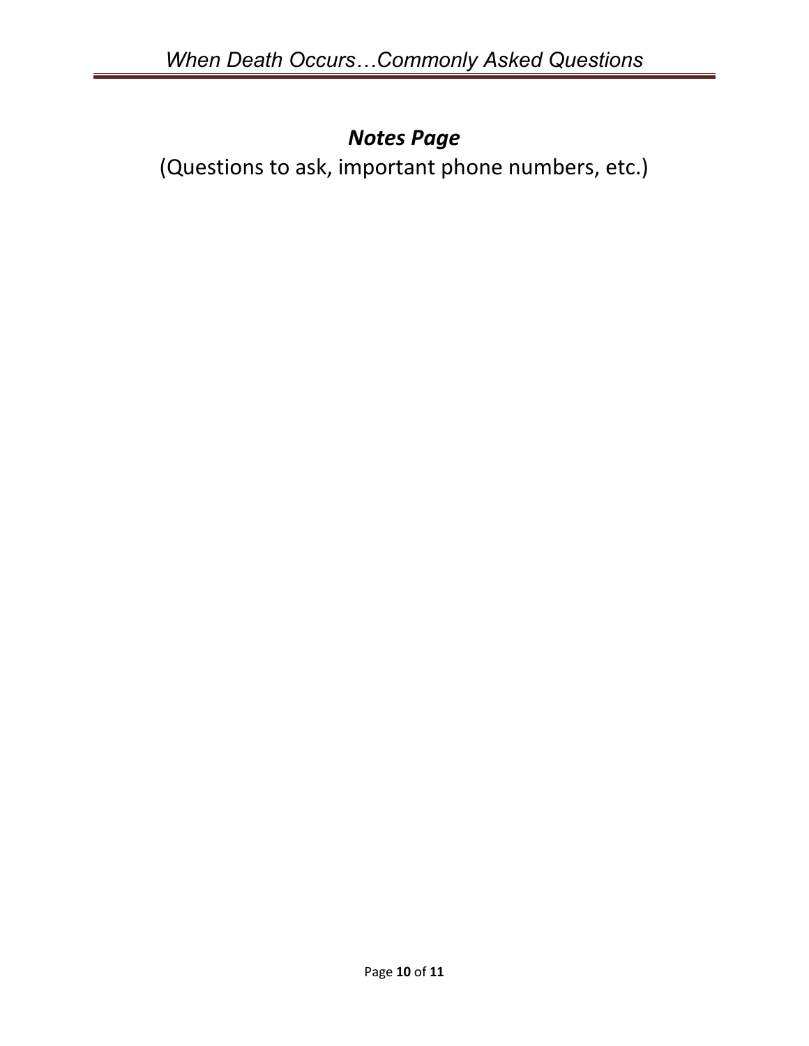## *Notes Page*

(Questions to ask, important phone numbers, etc.)